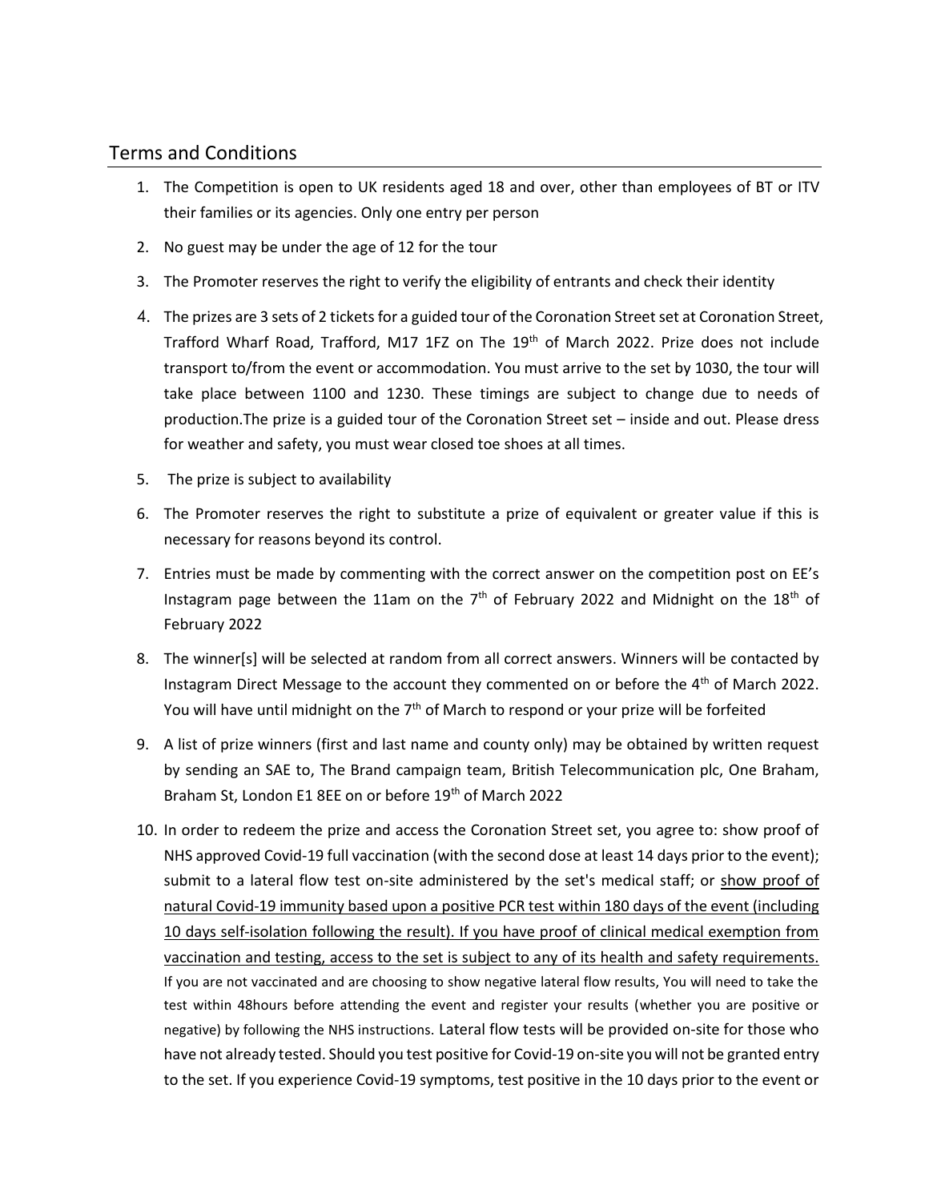## Terms and Conditions

1. The Competition is open to UK residents aged 18 and over, other than employees of BT or ITV their families or its agencies. Only one entry per person
2. No guest may be under the age of 12 for the tour
3. The Promoter reserves the right to verify the eligibility of entrants and check their identity
4. The prizes are 3 sets of 2 tickets for a guided tour of the Coronation Street set at Coronation Street, Trafford Wharf Road, Trafford, M17 1FZ on The 19th of March 2022. Prize does not include transport to/from the event or accommodation. You must arrive to the set by 1030, the tour will take place between 1100 and 1230. These timings are subject to change due to needs of production.The prize is a guided tour of the Coronation Street set – inside and out. Please dress for weather and safety, you must wear closed toe shoes at all times.
5. The prize is subject to availability
6. The Promoter reserves the right to substitute a prize of equivalent or greater value if this is necessary for reasons beyond its control.
7. Entries must be made by commenting with the correct answer on the competition post on EE's Instagram page between the 11am on the 7th of February 2022 and Midnight on the 18th of February 2022
8. The winner[s] will be selected at random from all correct answers. Winners will be contacted by Instagram Direct Message to the account they commented on or before the 4th of March 2022. You will have until midnight on the 7th of March to respond or your prize will be forfeited
9. A list of prize winners (first and last name and county only) may be obtained by written request by sending an SAE to, The Brand campaign team, British Telecommunication plc, One Braham, Braham St, London E1 8EE on or before 19th of March 2022
10. In order to redeem the prize and access the Coronation Street set, you agree to: show proof of NHS approved Covid-19 full vaccination (with the second dose at least 14 days prior to the event); submit to a lateral flow test on-site administered by the set's medical staff; or show proof of natural Covid-19 immunity based upon a positive PCR test within 180 days of the event (including 10 days self-isolation following the result). If you have proof of clinical medical exemption from vaccination and testing, access to the set is subject to any of its health and safety requirements. If you are not vaccinated and are choosing to show negative lateral flow results, You will need to take the test within 48hours before attending the event and register your results (whether you are positive or negative) by following the NHS instructions. Lateral flow tests will be provided on-site for those who have not already tested. Should you test positive for Covid-19 on-site you will not be granted entry to the set. If you experience Covid-19 symptoms, test positive in the 10 days prior to the event or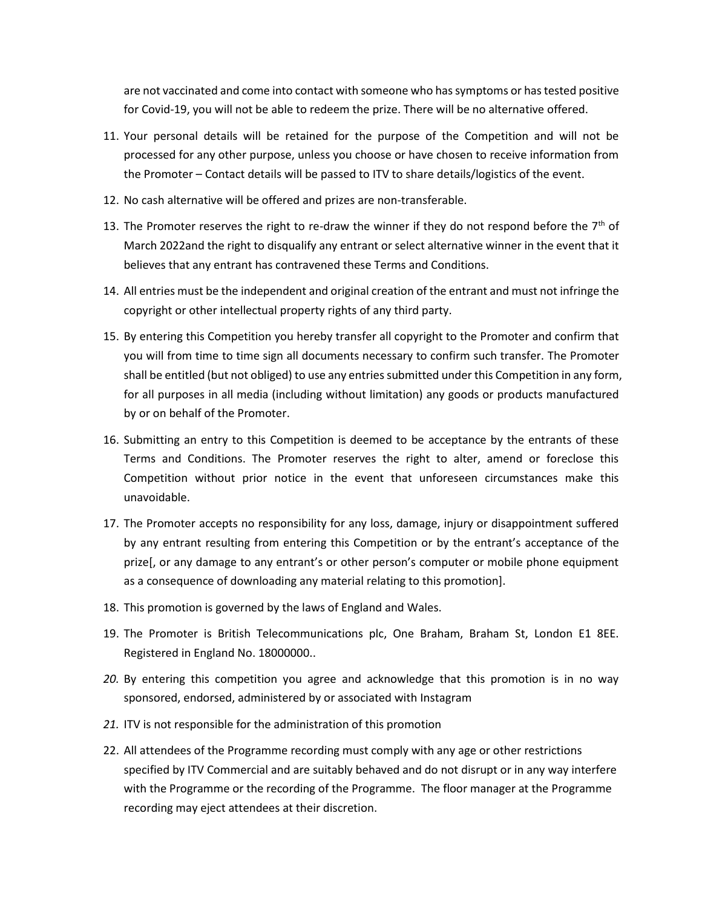are not vaccinated and come into contact with someone who has symptoms or has tested positive for Covid-19, you will not be able to redeem the prize. There will be no alternative offered.

11. Your personal details will be retained for the purpose of the Competition and will not be processed for any other purpose, unless you choose or have chosen to receive information from the Promoter – Contact details will be passed to ITV to share details/logistics of the event.
12. No cash alternative will be offered and prizes are non-transferable.
13. The Promoter reserves the right to re-draw the winner if they do not respond before the 7th of March 2022and the right to disqualify any entrant or select alternative winner in the event that it believes that any entrant has contravened these Terms and Conditions.
14. All entries must be the independent and original creation of the entrant and must not infringe the copyright or other intellectual property rights of any third party.
15. By entering this Competition you hereby transfer all copyright to the Promoter and confirm that you will from time to time sign all documents necessary to confirm such transfer. The Promoter shall be entitled (but not obliged) to use any entries submitted under this Competition in any form, for all purposes in all media (including without limitation) any goods or products manufactured by or on behalf of the Promoter.
16. Submitting an entry to this Competition is deemed to be acceptance by the entrants of these Terms and Conditions. The Promoter reserves the right to alter, amend or foreclose this Competition without prior notice in the event that unforeseen circumstances make this unavoidable.
17. The Promoter accepts no responsibility for any loss, damage, injury or disappointment suffered by any entrant resulting from entering this Competition or by the entrant's acceptance of the prize[, or any damage to any entrant's or other person's computer or mobile phone equipment as a consequence of downloading any material relating to this promotion].
18. This promotion is governed by the laws of England and Wales.
19. The Promoter is British Telecommunications plc, One Braham, Braham St, London E1 8EE. Registered in England No. 18000000..
20. By entering this competition you agree and acknowledge that this promotion is in no way sponsored, endorsed, administered by or associated with Instagram
21. ITV is not responsible for the administration of this promotion
22. All attendees of the Programme recording must comply with any age or other restrictions specified by ITV Commercial and are suitably behaved and do not disrupt or in any way interfere with the Programme or the recording of the Programme. The floor manager at the Programme recording may eject attendees at their discretion.